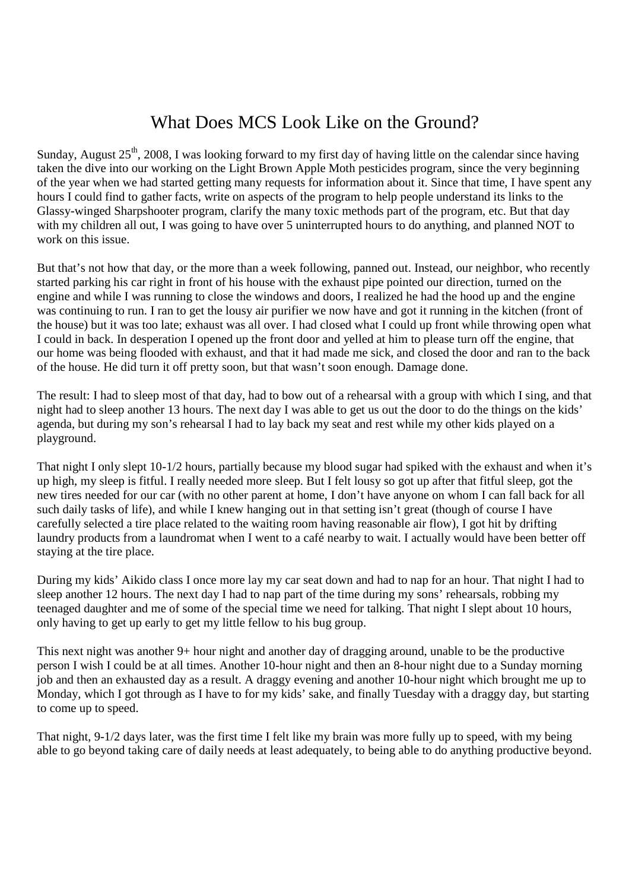# What Does MCS Look Like on the Ground?

Sunday, August 25th, 2008, I was looking forward to my first day of having little on the calendar since having taken the dive into our working on the Light Brown Apple Moth pesticides program, since the very beginning of the year when we had started getting many requests for information about it. Since that time, I have spent any hours I could find to gather facts, write on aspects of the program to help people understand its links to the Glassy-winged Sharpshooter program, clarify the many toxic methods part of the program, etc. But that day with my children all out, I was going to have over 5 uninterrupted hours to do anything, and planned NOT to work on this issue.

But that's not how that day, or the more than a week following, panned out. Instead, our neighbor, who recently started parking his car right in front of his house with the exhaust pipe pointed our direction, turned on the engine and while I was running to close the windows and doors, I realized he had the hood up and the engine was continuing to run. I ran to get the lousy air purifier we now have and got it running in the kitchen (front of the house) but it was too late; exhaust was all over. I had closed what I could up front while throwing open what I could in back. In desperation I opened up the front door and yelled at him to please turn off the engine, that our home was being flooded with exhaust, and that it had made me sick, and closed the door and ran to the back of the house. He did turn it off pretty soon, but that wasn't soon enough. Damage done.

The result: I had to sleep most of that day, had to bow out of a rehearsal with a group with which I sing, and that night had to sleep another 13 hours. The next day I was able to get us out the door to do the things on the kids' agenda, but during my son's rehearsal I had to lay back my seat and rest while my other kids played on a playground.

That night I only slept 10-1/2 hours, partially because my blood sugar had spiked with the exhaust and when it's up high, my sleep is fitful. I really needed more sleep. But I felt lousy so got up after that fitful sleep, got the new tires needed for our car (with no other parent at home, I don't have anyone on whom I can fall back for all such daily tasks of life), and while I knew hanging out in that setting isn't great (though of course I have carefully selected a tire place related to the waiting room having reasonable air flow), I got hit by drifting laundry products from a laundromat when I went to a café nearby to wait. I actually would have been better off staying at the tire place.

During my kids' Aikido class I once more lay my car seat down and had to nap for an hour. That night I had to sleep another 12 hours. The next day I had to nap part of the time during my sons' rehearsals, robbing my teenaged daughter and me of some of the special time we need for talking. That night I slept about 10 hours, only having to get up early to get my little fellow to his bug group.

This next night was another 9+ hour night and another day of dragging around, unable to be the productive person I wish I could be at all times. Another 10-hour night and then an 8-hour night due to a Sunday morning job and then an exhausted day as a result. A draggy evening and another 10-hour night which brought me up to Monday, which I got through as I have to for my kids' sake, and finally Tuesday with a draggy day, but starting to come up to speed.

That night, 9-1/2 days later, was the first time I felt like my brain was more fully up to speed, with my being able to go beyond taking care of daily needs at least adequately, to being able to do anything productive beyond.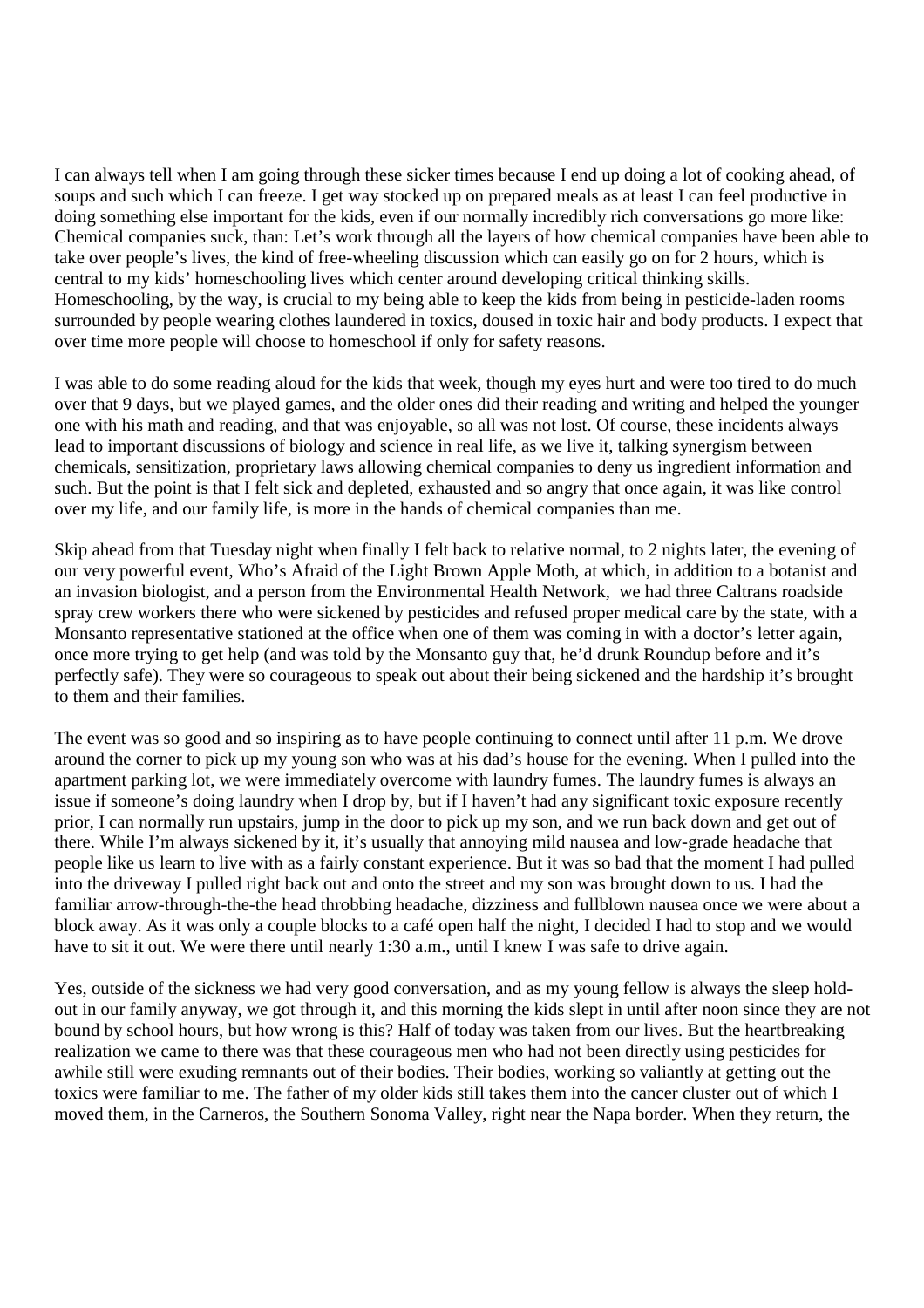I can always tell when I am going through these sicker times because I end up doing a lot of cooking ahead, of soups and such which I can freeze. I get way stocked up on prepared meals as at least I can feel productive in doing something else important for the kids, even if our normally incredibly rich conversations go more like: Chemical companies suck, than: Let's work through all the layers of how chemical companies have been able to take over people's lives, the kind of free-wheeling discussion which can easily go on for 2 hours, which is central to my kids' homeschooling lives which center around developing critical thinking skills. Homeschooling, by the way, is crucial to my being able to keep the kids from being in pesticide-laden rooms surrounded by people wearing clothes laundered in toxics, doused in toxic hair and body products. I expect that over time more people will choose to homeschool if only for safety reasons.

I was able to do some reading aloud for the kids that week, though my eyes hurt and were too tired to do much over that 9 days, but we played games, and the older ones did their reading and writing and helped the younger one with his math and reading, and that was enjoyable, so all was not lost. Of course, these incidents always lead to important discussions of biology and science in real life, as we live it, talking synergism between chemicals, sensitization, proprietary laws allowing chemical companies to deny us ingredient information and such. But the point is that I felt sick and depleted, exhausted and so angry that once again, it was like control over my life, and our family life, is more in the hands of chemical companies than me.

Skip ahead from that Tuesday night when finally I felt back to relative normal, to 2 nights later, the evening of our very powerful event, Who's Afraid of the Light Brown Apple Moth, at which, in addition to a botanist and an invasion biologist, and a person from the Environmental Health Network, we had three Caltrans roadside spray crew workers there who were sickened by pesticides and refused proper medical care by the state, with a Monsanto representative stationed at the office when one of them was coming in with a doctor's letter again, once more trying to get help (and was told by the Monsanto guy that, he'd drunk Roundup before and it's perfectly safe). They were so courageous to speak out about their being sickened and the hardship it's brought to them and their families.

The event was so good and so inspiring as to have people continuing to connect until after 11 p.m. We drove around the corner to pick up my young son who was at his dad's house for the evening. When I pulled into the apartment parking lot, we were immediately overcome with laundry fumes. The laundry fumes is always an issue if someone's doing laundry when I drop by, but if I haven't had any significant toxic exposure recently prior, I can normally run upstairs, jump in the door to pick up my son, and we run back down and get out of there. While I'm always sickened by it, it's usually that annoying mild nausea and low-grade headache that people like us learn to live with as a fairly constant experience. But it was so bad that the moment I had pulled into the driveway I pulled right back out and onto the street and my son was brought down to us. I had the familiar arrow-through-the-the head throbbing headache, dizziness and fullblown nausea once we were about a block away. As it was only a couple blocks to a café open half the night, I decided I had to stop and we would have to sit it out. We were there until nearly 1:30 a.m., until I knew I was safe to drive again.

Yes, outside of the sickness we had very good conversation, and as my young fellow is always the sleep hold-out in our family anyway, we got through it, and this morning the kids slept in until after noon since they are not bound by school hours, but how wrong is this? Half of today was taken from our lives. But the heartbreaking realization we came to there was that these courageous men who had not been directly using pesticides for awhile still were exuding remnants out of their bodies. Their bodies, working so valiantly at getting out the toxics were familiar to me. The father of my older kids still takes them into the cancer cluster out of which I moved them, in the Carneros, the Southern Sonoma Valley, right near the Napa border. When they return, the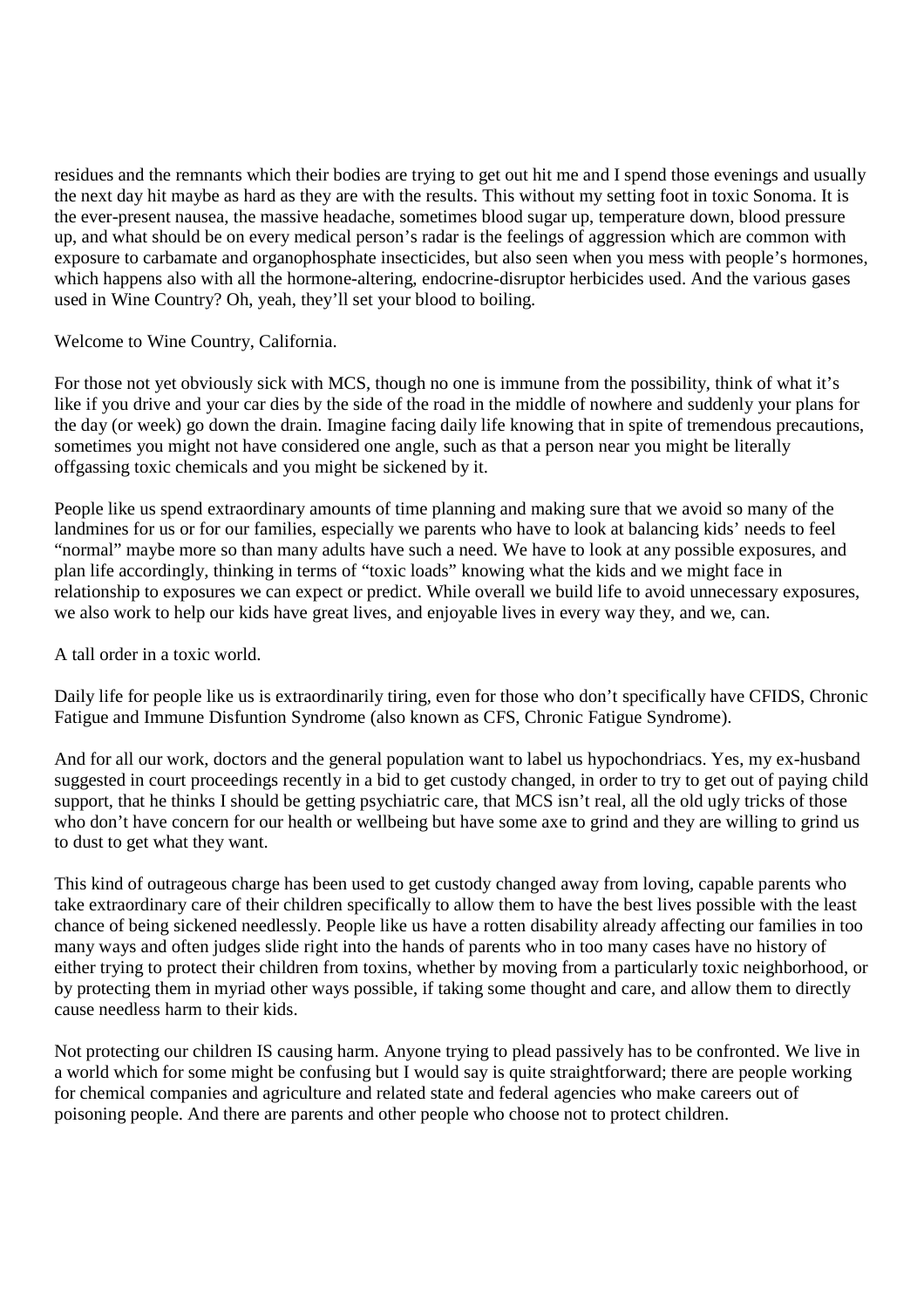residues and the remnants which their bodies are trying to get out hit me and I spend those evenings and usually the next day hit maybe as hard as they are with the results. This without my setting foot in toxic Sonoma. It is the ever-present nausea, the massive headache, sometimes blood sugar up, temperature down, blood pressure up, and what should be on every medical person's radar is the feelings of aggression which are common with exposure to carbamate and organophosphate insecticides, but also seen when you mess with people's hormones, which happens also with all the hormone-altering, endocrine-disruptor herbicides used. And the various gases used in Wine Country? Oh, yeah, they'll set your blood to boiling.

Welcome to Wine Country, California.

For those not yet obviously sick with MCS, though no one is immune from the possibility, think of what it's like if you drive and your car dies by the side of the road in the middle of nowhere and suddenly your plans for the day (or week) go down the drain. Imagine facing daily life knowing that in spite of tremendous precautions, sometimes you might not have considered one angle, such as that a person near you might be literally offgassing toxic chemicals and you might be sickened by it.

People like us spend extraordinary amounts of time planning and making sure that we avoid so many of the landmines for us or for our families, especially we parents who have to look at balancing kids' needs to feel "normal" maybe more so than many adults have such a need. We have to look at any possible exposures, and plan life accordingly, thinking in terms of "toxic loads" knowing what the kids and we might face in relationship to exposures we can expect or predict. While overall we build life to avoid unnecessary exposures, we also work to help our kids have great lives, and enjoyable lives in every way they, and we, can.

A tall order in a toxic world.

Daily life for people like us is extraordinarily tiring, even for those who don't specifically have CFIDS, Chronic Fatigue and Immune Disfuntion Syndrome (also known as CFS, Chronic Fatigue Syndrome).

And for all our work, doctors and the general population want to label us hypochondriacs. Yes, my ex-husband suggested in court proceedings recently in a bid to get custody changed, in order to try to get out of paying child support, that he thinks I should be getting psychiatric care, that MCS isn't real, all the old ugly tricks of those who don't have concern for our health or wellbeing but have some axe to grind and they are willing to grind us to dust to get what they want.

This kind of outrageous charge has been used to get custody changed away from loving, capable parents who take extraordinary care of their children specifically to allow them to have the best lives possible with the least chance of being sickened needlessly. People like us have a rotten disability already affecting our families in too many ways and often judges slide right into the hands of parents who in too many cases have no history of either trying to protect their children from toxins, whether by moving from a particularly toxic neighborhood, or by protecting them in myriad other ways possible, if taking some thought and care, and allow them to directly cause needless harm to their kids.

Not protecting our children IS causing harm. Anyone trying to plead passively has to be confronted. We live in a world which for some might be confusing but I would say is quite straightforward; there are people working for chemical companies and agriculture and related state and federal agencies who make careers out of poisoning people. And there are parents and other people who choose not to protect children.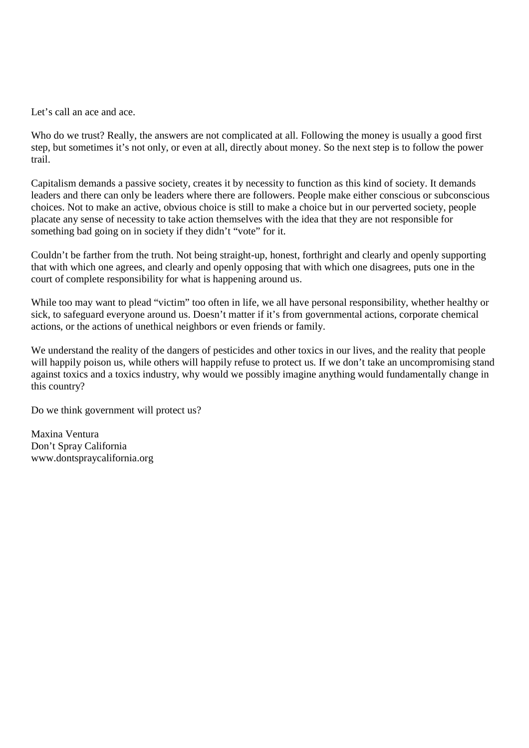Let's call an ace and ace.

Who do we trust? Really, the answers are not complicated at all. Following the money is usually a good first step, but sometimes it's not only, or even at all, directly about money. So the next step is to follow the power trail.

Capitalism demands a passive society, creates it by necessity to function as this kind of society. It demands leaders and there can only be leaders where there are followers. People make either conscious or subconscious choices. Not to make an active, obvious choice is still to make a choice but in our perverted society, people placate any sense of necessity to take action themselves with the idea that they are not responsible for something bad going on in society if they didn't "vote" for it.

Couldn't be farther from the truth. Not being straight-up, honest, forthright and clearly and openly supporting that with which one agrees, and clearly and openly opposing that with which one disagrees, puts one in the court of complete responsibility for what is happening around us.

While too may want to plead "victim" too often in life, we all have personal responsibility, whether healthy or sick, to safeguard everyone around us. Doesn't matter if it's from governmental actions, corporate chemical actions, or the actions of unethical neighbors or even friends or family.

We understand the reality of the dangers of pesticides and other toxics in our lives, and the reality that people will happily poison us, while others will happily refuse to protect us. If we don't take an uncompromising stand against toxics and a toxics industry, why would we possibly imagine anything would fundamentally change in this country?

Do we think government will protect us?

Maxina Ventura  
Don't Spray California  
www.dontspraycalifornia.org